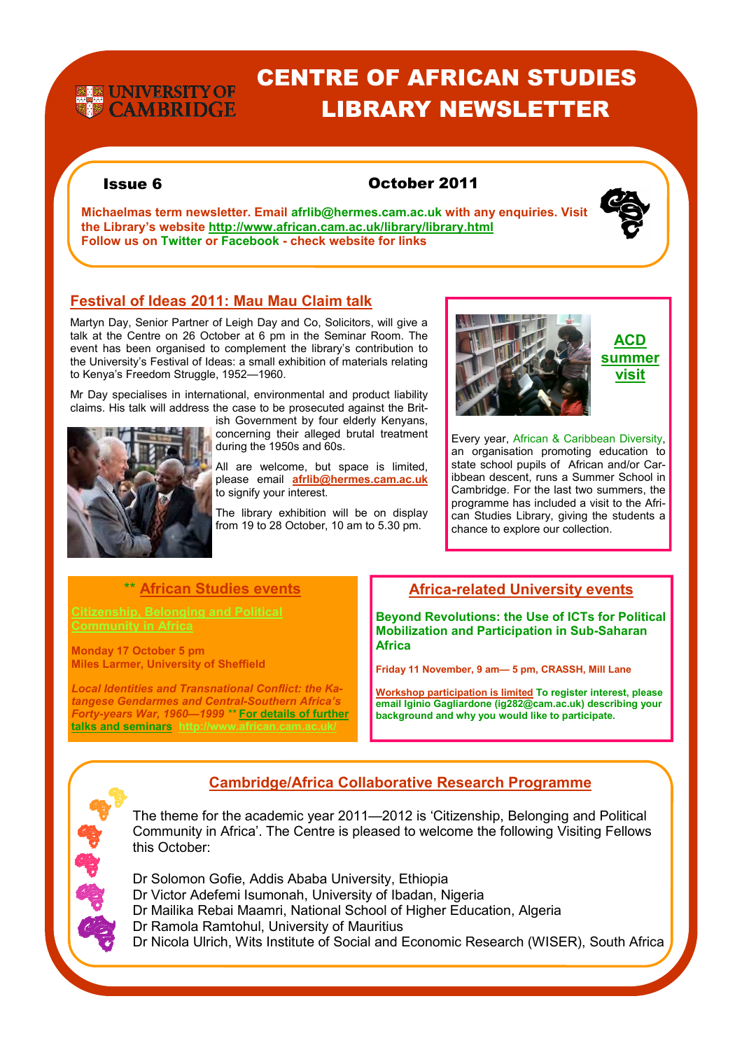# CENTRE OF AFRICAN STUDIES LIBRARY NEWSLETTER

UNIVERSITY OF CAMBRIDGE

**Issue 6** **October 2011**

**Michaelmas term newsletter. Email afrlib@hermes.cam.ac.uk with any enquiries. Visit the Library's website http://www.african.cam.ac.uk/library/library.html**
**Follow us on Twitter or Facebook - check website for links**

## Festival of Ideas 2011: Mau Mau Claim talk

Martyn Day, Senior Partner of Leigh Day and Co, Solicitors, will give a talk at the Centre on 26 October at 6 pm in the Seminar Room. The event has been organised to complement the library's contribution to the University's Festival of Ideas: a small exhibition of materials relating to Kenya's Freedom Struggle, 1952—1960.

Mr Day specialises in international, environmental and product liability claims. His talk will address the case to be prosecuted against the British Government by four elderly Kenyans, concerning their alleged brutal treatment during the 1950s and 60s.

All are welcome, but space is limited, please email **afrlib@hermes.cam.ac.uk** to signify your interest.

The library exhibition will be on display from 19 to 28 October, 10 am to 5.30 pm.

## ACD summer visit

Every year, African & Caribbean Diversity, an organisation promoting education to state school pupils of African and/or Caribbean descent, runs a Summer School in Cambridge. For the last two summers, the programme has included a visit to the African Studies Library, giving the students a chance to explore our collection.

## ** African Studies events

**Citizenship, Belonging and Political Community in Africa**

**Monday 17 October 5 pm**
**Miles Larmer, University of Sheffield**

***Local Identities and Transnational Conflict: the Katangese Gendarmes and Central-Southern Africa's Forty-years War, 1960—1999*** ** **For details of further talks and seminars http://www.african.cam.ac.uk/**

## Africa-related University events

**Beyond Revolutions: the Use of ICTs for Political Mobilization and Participation in Sub-Saharan Africa**

**Friday 11 November, 9 am— 5 pm, CRASSH, Mill Lane**

**Workshop participation is limited To register interest, please email Iginio Gagliardone (ig282@cam.ac.uk) describing your background and why you would like to participate.**

## Cambridge/Africa Collaborative Research Programme

The theme for the academic year 2011—2012 is 'Citizenship, Belonging and Political Community in Africa'. The Centre is pleased to welcome the following Visiting Fellows this October:

Dr Solomon Gofie, Addis Ababa University, Ethiopia
Dr Victor Adefemi Isumonah, University of Ibadan, Nigeria
Dr Mailika Rebai Maamri, National School of Higher Education, Algeria
Dr Ramola Ramtohul, University of Mauritius
Dr Nicola Ulrich, Wits Institute of Social and Economic Research (WISER), South Africa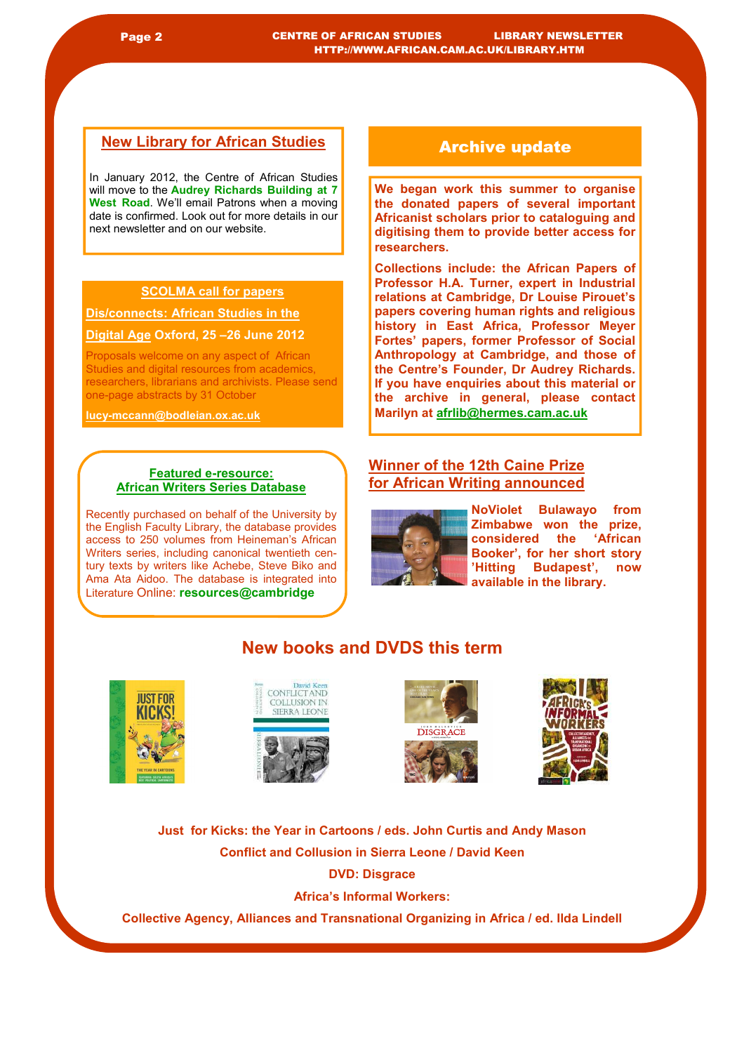## New Library for African Studies

In January 2012, the Centre of African Studies will move to the **Audrey Richards Building at 7 West Road**. We'll email Patrons when a moving date is confirmed. Look out for more details in our next newsletter and on our website.

## SCOLMA call for papers

**Dis/connects: African Studies in the Digital Age Oxford, 25 –26 June 2012**

Proposals welcome on any aspect of African Studies and digital resources from academics, researchers, librarians and archivists. Please send one-page abstracts by 31 October

**lucy-mccann@bodleian.ox.ac.uk**

## Featured e-resource: African Writers Series Database

Recently purchased on behalf of the University by the English Faculty Library, the database provides access to 250 volumes from Heineman's African Writers series, including canonical twentieth century texts by writers like Achebe, Steve Biko and Ama Ata Aidoo. The database is integrated into Literature Online: **resources@cambridge**

## Archive update

**We began work this summer to organise the donated papers of several important Africanist scholars prior to cataloguing and digitising them to provide better access for researchers.**

**Collections include: the African Papers of Professor H.A. Turner, expert in Industrial relations at Cambridge, Dr Louise Pirouet's papers covering human rights and religious history in East Africa, Professor Meyer Fortes' papers, former Professor of Social Anthropology at Cambridge, and those of the Centre's Founder, Dr Audrey Richards. If you have enquiries about this material or the archive in general, please contact Marilyn at afrlib@hermes.cam.ac.uk**

## Winner of the 12th Caine Prize for African Writing announced

**NoViolet Bulawayo from Zimbabwe won the prize, considered the 'African Booker', for her short story 'Hitting Budapest', now available in the library.**

## New books and DVDS this term

**Just for Kicks: the Year in Cartoons / eds. John Curtis and Andy Mason**

**Conflict and Collusion in Sierra Leone / David Keen**

**DVD: Disgrace**

**Africa's Informal Workers:**

**Collective Agency, Alliances and Transnational Organizing in Africa / ed. Ilda Lindell**